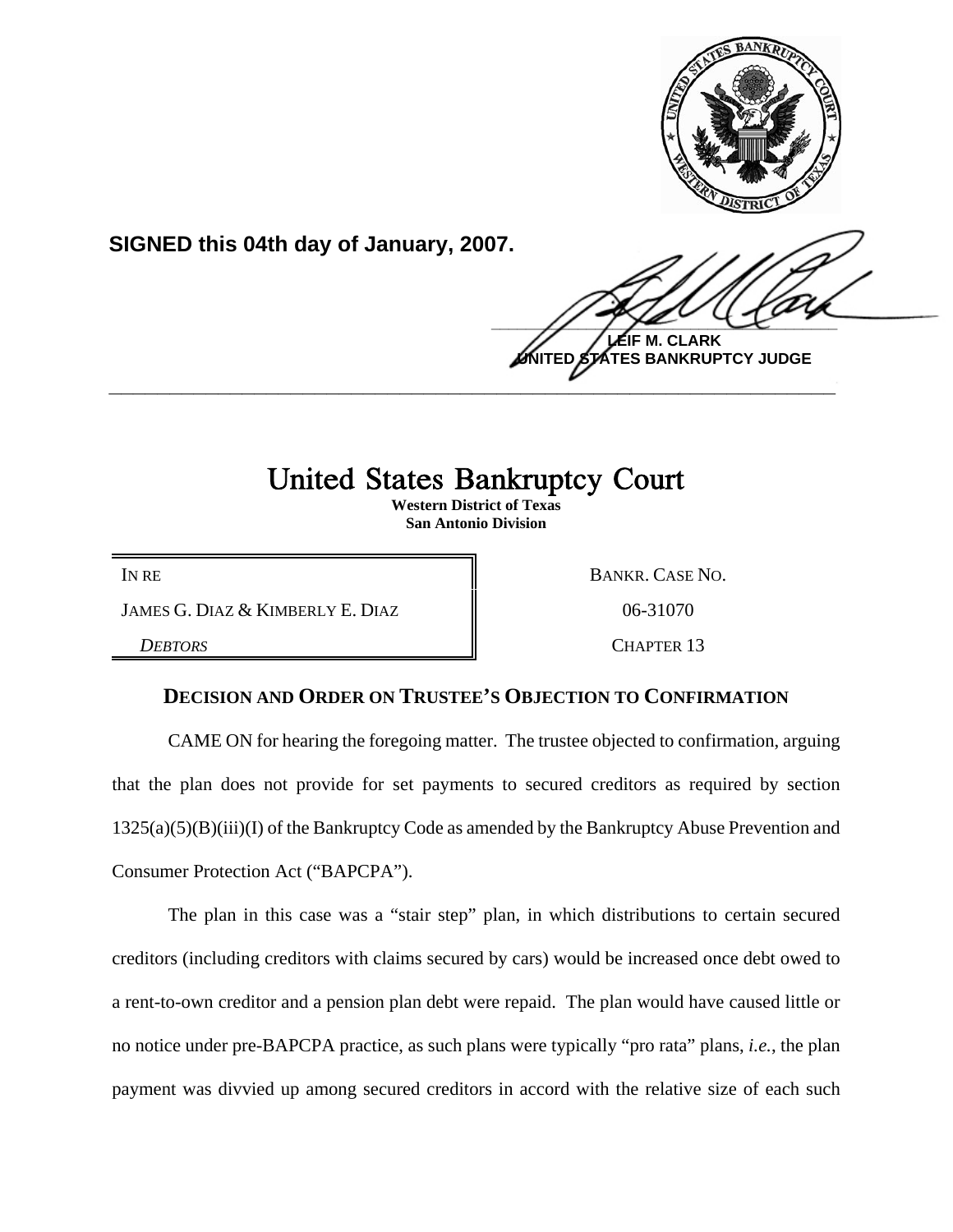**SIGNED this 04th day of January, 2007.**

**LEIF M. CLARK**
**UNITED STATES BANKRUPTCY JUDGE**

---

# United States Bankruptcy Court

**Western District of Texas**
**San Antonio Division**

| IN RE | BANKR. CASE NO. |
|---|---|
| JAMES G. DIAZ & KIMBERLY E. DIAZ | 06-31070 |
| *DEBTORS* | CHAPTER 13 |

## DECISION AND ORDER ON TRUSTEE'S OBJECTION TO CONFIRMATION

CAME ON for hearing the foregoing matter. The trustee objected to confirmation, arguing that the plan does not provide for set payments to secured creditors as required by section 1325(a)(5)(B)(iii)(I) of the Bankruptcy Code as amended by the Bankruptcy Abuse Prevention and Consumer Protection Act ("BAPCPA").

The plan in this case was a "stair step" plan, in which distributions to certain secured creditors (including creditors with claims secured by cars) would be increased once debt owed to a rent-to-own creditor and a pension plan debt were repaid. The plan would have caused little or no notice under pre-BAPCPA practice, as such plans were typically "pro rata" plans, *i.e.*, the plan payment was divvied up among secured creditors in accord with the relative size of each such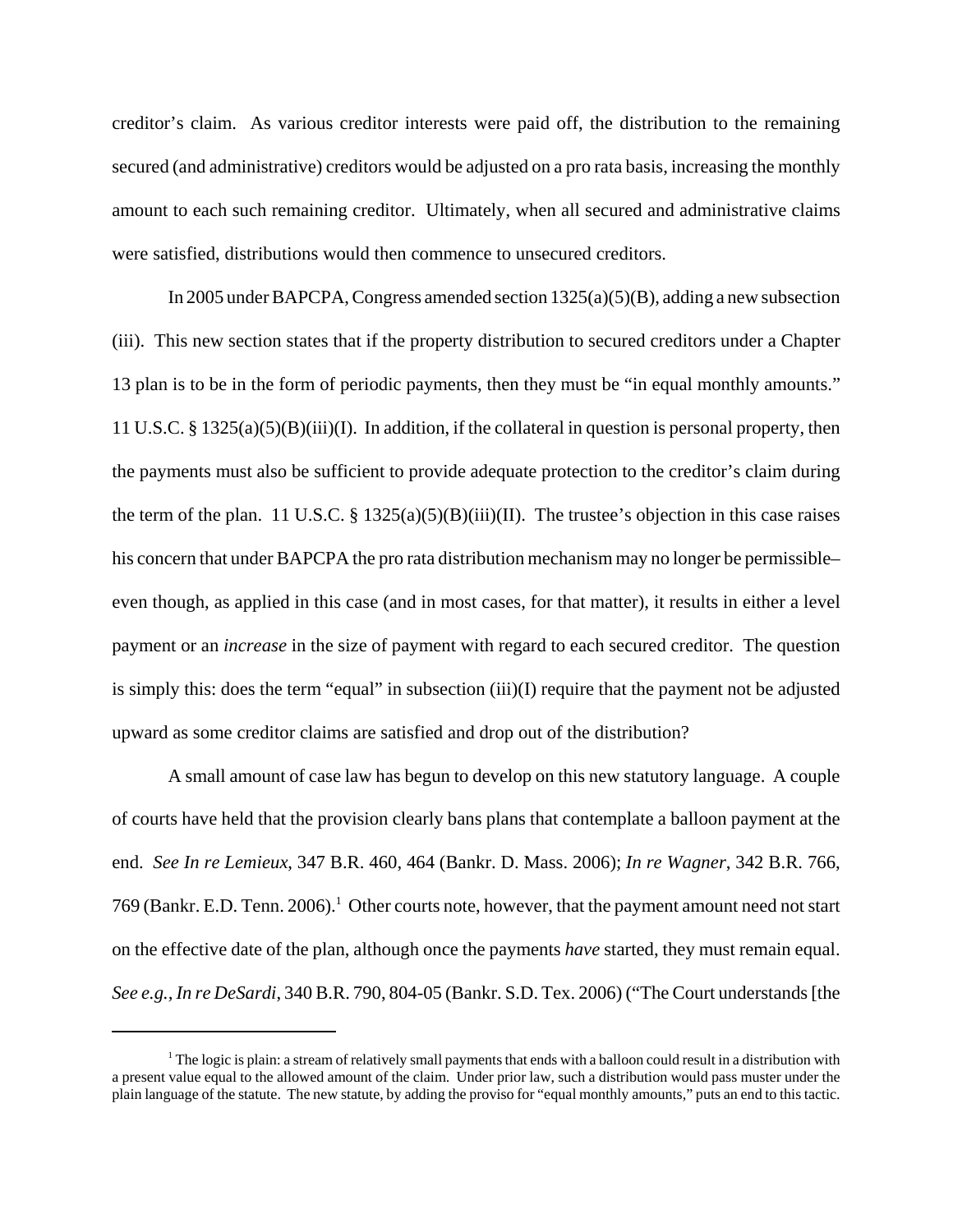creditor's claim. As various creditor interests were paid off, the distribution to the remaining secured (and administrative) creditors would be adjusted on a pro rata basis, increasing the monthly amount to each such remaining creditor. Ultimately, when all secured and administrative claims were satisfied, distributions would then commence to unsecured creditors.

In 2005 under BAPCPA, Congress amended section 1325(a)(5)(B), adding a new subsection (iii). This new section states that if the property distribution to secured creditors under a Chapter 13 plan is to be in the form of periodic payments, then they must be "in equal monthly amounts." 11 U.S.C. § 1325(a)(5)(B)(iii)(I). In addition, if the collateral in question is personal property, then the payments must also be sufficient to provide adequate protection to the creditor's claim during the term of the plan. 11 U.S.C. § 1325(a)(5)(B)(iii)(II). The trustee's objection in this case raises his concern that under BAPCPA the pro rata distribution mechanism may no longer be permissible– even though, as applied in this case (and in most cases, for that matter), it results in either a level payment or an *increase* in the size of payment with regard to each secured creditor. The question is simply this: does the term "equal" in subsection (iii)(I) require that the payment not be adjusted upward as some creditor claims are satisfied and drop out of the distribution?

A small amount of case law has begun to develop on this new statutory language. A couple of courts have held that the provision clearly bans plans that contemplate a balloon payment at the end. *See In re Lemieux*, 347 B.R. 460, 464 (Bankr. D. Mass. 2006); *In re Wagner*, 342 B.R. 766, 769 (Bankr. E.D. Tenn. 2006).[1] Other courts note, however, that the payment amount need not start on the effective date of the plan, although once the payments *have* started, they must remain equal. *See e.g., In re DeSardi*, 340 B.R. 790, 804-05 (Bankr. S.D. Tex. 2006) ("The Court understands [the

---

[1] The logic is plain: a stream of relatively small payments that ends with a balloon could result in a distribution with a present value equal to the allowed amount of the claim. Under prior law, such a distribution would pass muster under the plain language of the statute. The new statute, by adding the proviso for "equal monthly amounts," puts an end to this tactic.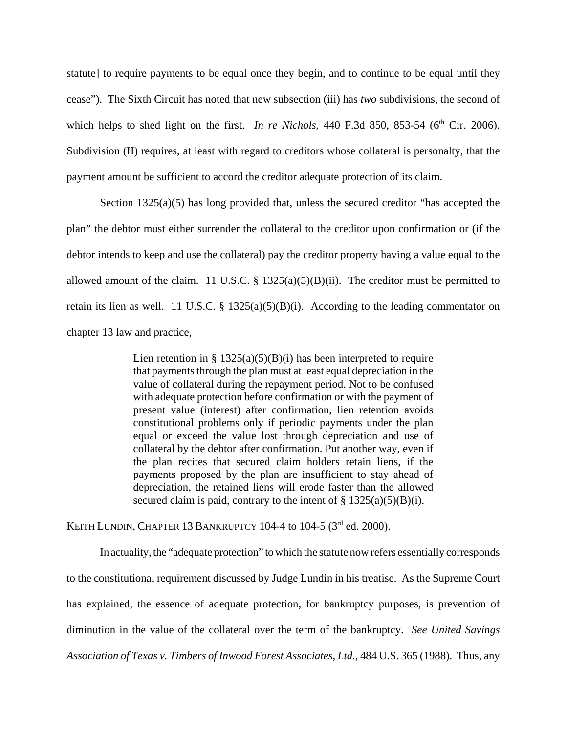statute] to require payments to be equal once they begin, and to continue to be equal until they cease"). The Sixth Circuit has noted that new subsection (iii) has *two* subdivisions, the second of which helps to shed light on the first. *In re Nichols*, 440 F.3d 850, 853-54 (6th Cir. 2006). Subdivision (II) requires, at least with regard to creditors whose collateral is personalty, that the payment amount be sufficient to accord the creditor adequate protection of its claim.

Section 1325(a)(5) has long provided that, unless the secured creditor "has accepted the plan" the debtor must either surrender the collateral to the creditor upon confirmation or (if the debtor intends to keep and use the collateral) pay the creditor property having a value equal to the allowed amount of the claim. 11 U.S.C. § 1325(a)(5)(B)(ii). The creditor must be permitted to retain its lien as well. 11 U.S.C. § 1325(a)(5)(B)(i). According to the leading commentator on chapter 13 law and practice,

> Lien retention in § 1325(a)(5)(B)(i) has been interpreted to require that payments through the plan must at least equal depreciation in the value of collateral during the repayment period. Not to be confused with adequate protection before confirmation or with the payment of present value (interest) after confirmation, lien retention avoids constitutional problems only if periodic payments under the plan equal or exceed the value lost through depreciation and use of collateral by the debtor after confirmation. Put another way, even if the plan recites that secured claim holders retain liens, if the payments proposed by the plan are insufficient to stay ahead of depreciation, the retained liens will erode faster than the allowed secured claim is paid, contrary to the intent of § 1325(a)(5)(B)(i).

KEITH LUNDIN, CHAPTER 13 BANKRUPTCY 104-4 to 104-5 (3rd ed. 2000).

In actuality, the "adequate protection" to which the statute now refers essentially corresponds to the constitutional requirement discussed by Judge Lundin in his treatise. As the Supreme Court has explained, the essence of adequate protection, for bankruptcy purposes, is prevention of diminution in the value of the collateral over the term of the bankruptcy. *See United Savings Association of Texas v. Timbers of Inwood Forest Associates, Ltd.*, 484 U.S. 365 (1988). Thus, any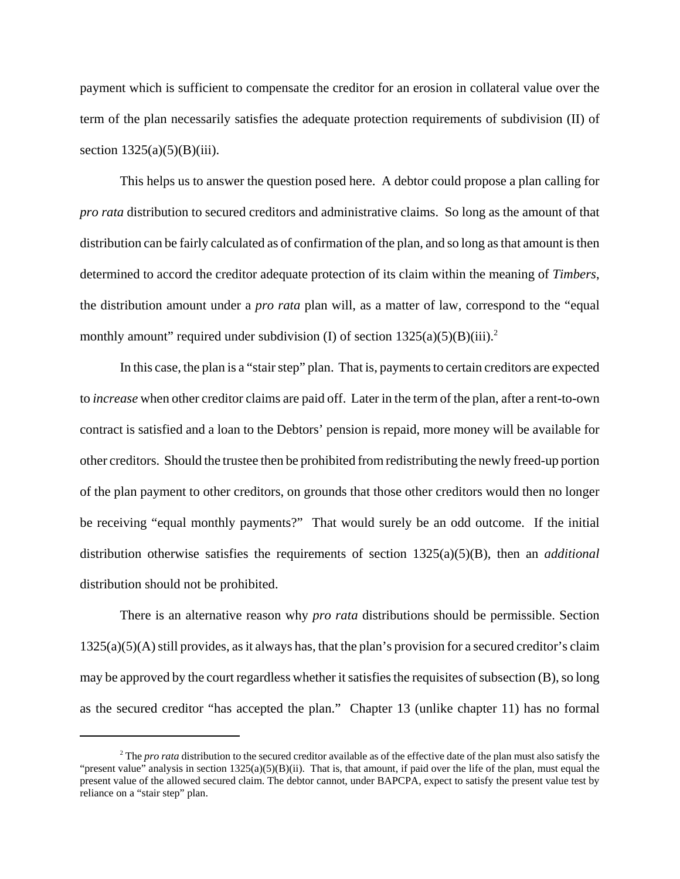payment which is sufficient to compensate the creditor for an erosion in collateral value over the term of the plan necessarily satisfies the adequate protection requirements of subdivision (II) of section 1325(a)(5)(B)(iii).

This helps us to answer the question posed here. A debtor could propose a plan calling for *pro rata* distribution to secured creditors and administrative claims. So long as the amount of that distribution can be fairly calculated as of confirmation of the plan, and so long as that amount is then determined to accord the creditor adequate protection of its claim within the meaning of *Timbers*, the distribution amount under a *pro rata* plan will, as a matter of law, correspond to the "equal monthly amount" required under subdivision (I) of section 1325(a)(5)(B)(iii).[2]

In this case, the plan is a "stair step" plan. That is, payments to certain creditors are expected to *increase* when other creditor claims are paid off. Later in the term of the plan, after a rent-to-own contract is satisfied and a loan to the Debtors' pension is repaid, more money will be available for other creditors. Should the trustee then be prohibited from redistributing the newly freed-up portion of the plan payment to other creditors, on grounds that those other creditors would then no longer be receiving "equal monthly payments?" That would surely be an odd outcome. If the initial distribution otherwise satisfies the requirements of section 1325(a)(5)(B), then an *additional* distribution should not be prohibited.

There is an alternative reason why *pro rata* distributions should be permissible. Section 1325(a)(5)(A) still provides, as it always has, that the plan's provision for a secured creditor's claim may be approved by the court regardless whether it satisfies the requisites of subsection (B), so long as the secured creditor "has accepted the plan." Chapter 13 (unlike chapter 11) has no formal

---

[2] The *pro rata* distribution to the secured creditor available as of the effective date of the plan must also satisfy the "present value" analysis in section 1325(a)(5)(B)(ii). That is, that amount, if paid over the life of the plan, must equal the present value of the allowed secured claim. The debtor cannot, under BAPCPA, expect to satisfy the present value test by reliance on a "stair step" plan.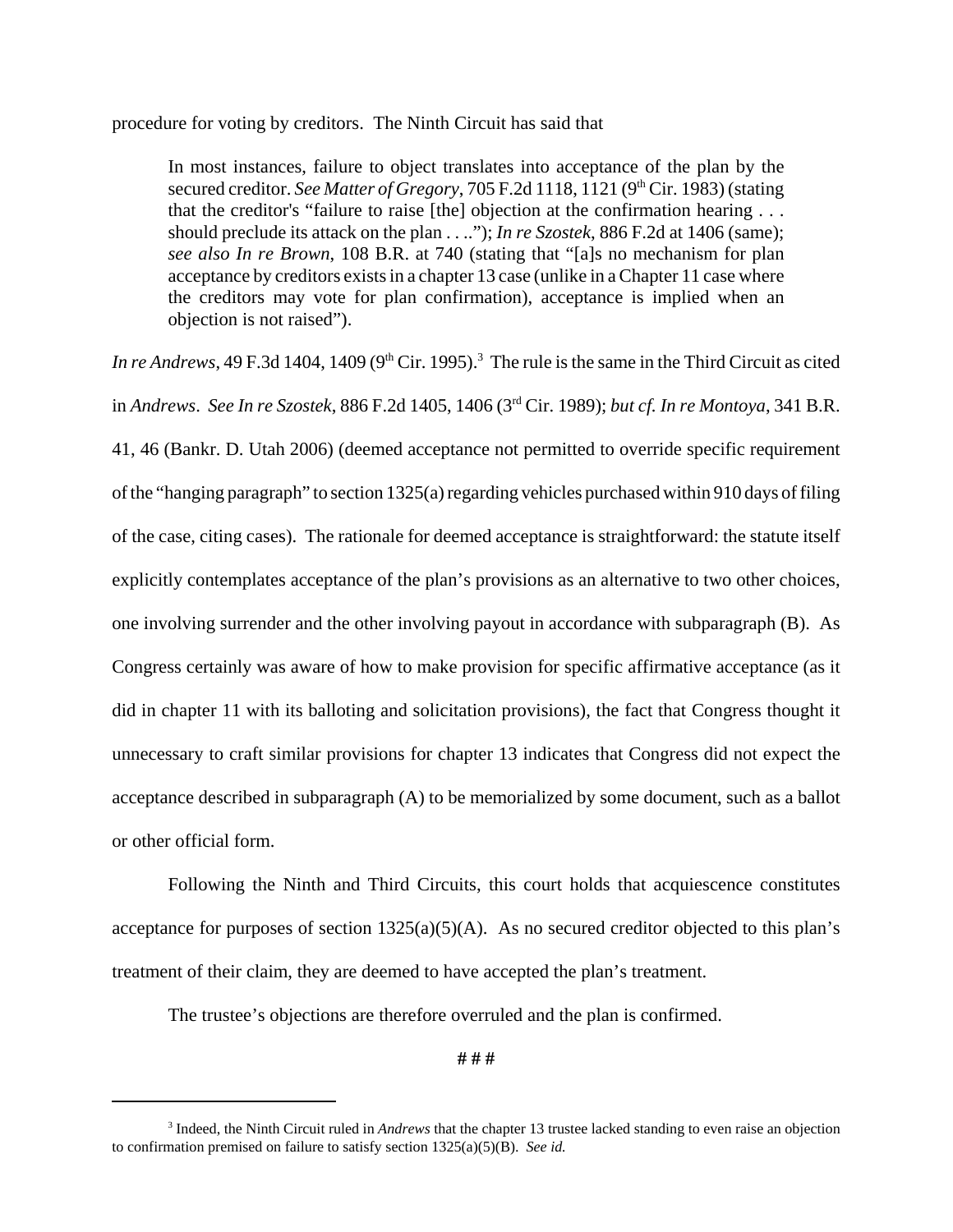procedure for voting by creditors. The Ninth Circuit has said that

> In most instances, failure to object translates into acceptance of the plan by the secured creditor. *See Matter of Gregory*, 705 F.2d 1118, 1121 (9th Cir. 1983) (stating that the creditor's "failure to raise [the] objection at the confirmation hearing . . . should preclude its attack on the plan . . .."); *In re Szostek*, 886 F.2d at 1406 (same); *see also In re Brown*, 108 B.R. at 740 (stating that "[a]s no mechanism for plan acceptance by creditors exists in a chapter 13 case (unlike in a Chapter 11 case where the creditors may vote for plan confirmation), acceptance is implied when an objection is not raised").

*In re Andrews*, 49 F.3d 1404, 1409 (9th Cir. 1995).[3] The rule is the same in the Third Circuit as cited in *Andrews*. *See In re Szostek*, 886 F.2d 1405, 1406 (3rd Cir. 1989); *but cf. In re Montoya*, 341 B.R. 41, 46 (Bankr. D. Utah 2006) (deemed acceptance not permitted to override specific requirement of the "hanging paragraph" to section 1325(a) regarding vehicles purchased within 910 days of filing of the case, citing cases). The rationale for deemed acceptance is straightforward: the statute itself explicitly contemplates acceptance of the plan's provisions as an alternative to two other choices, one involving surrender and the other involving payout in accordance with subparagraph (B). As Congress certainly was aware of how to make provision for specific affirmative acceptance (as it did in chapter 11 with its balloting and solicitation provisions), the fact that Congress thought it unnecessary to craft similar provisions for chapter 13 indicates that Congress did not expect the acceptance described in subparagraph (A) to be memorialized by some document, such as a ballot or other official form.

Following the Ninth and Third Circuits, this court holds that acquiescence constitutes acceptance for purposes of section 1325(a)(5)(A). As no secured creditor objected to this plan's treatment of their claim, they are deemed to have accepted the plan's treatment.

The trustee's objections are therefore overruled and the plan is confirmed.

# # #

[3] Indeed, the Ninth Circuit ruled in *Andrews* that the chapter 13 trustee lacked standing to even raise an objection to confirmation premised on failure to satisfy section 1325(a)(5)(B). *See id.*